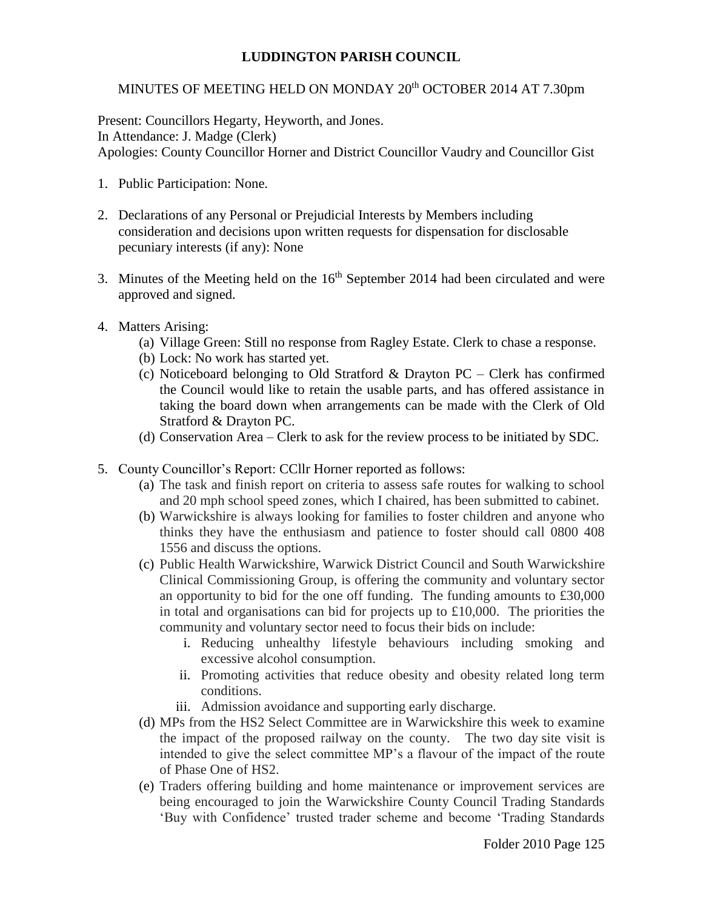# LUDDINGTON PARISH COUNCIL

MINUTES OF MEETING HELD ON MONDAY 20th OCTOBER 2014 AT 7.30pm

Present: Councillors Hegarty, Heyworth, and Jones.
In Attendance: J. Madge (Clerk)
Apologies: County Councillor Horner and District Councillor Vaudry and Councillor Gist

1. Public Participation: None.

2. Declarations of any Personal or Prejudicial Interests by Members including consideration and decisions upon written requests for dispensation for disclosable pecuniary interests (if any): None

3. Minutes of the Meeting held on the 16th September 2014 had been circulated and were approved and signed.

4. Matters Arising:
   (a) Village Green: Still no response from Ragley Estate. Clerk to chase a response.
   (b) Lock: No work has started yet.
   (c) Noticeboard belonging to Old Stratford & Drayton PC – Clerk has confirmed the Council would like to retain the usable parts, and has offered assistance in taking the board down when arrangements can be made with the Clerk of Old Stratford & Drayton PC.
   (d) Conservation Area – Clerk to ask for the review process to be initiated by SDC.

5. County Councillor's Report: CCllr Horner reported as follows:
   (a) The task and finish report on criteria to assess safe routes for walking to school and 20 mph school speed zones, which I chaired, has been submitted to cabinet.
   (b) Warwickshire is always looking for families to foster children and anyone who thinks they have the enthusiasm and patience to foster should call 0800 408 1556 and discuss the options.
   (c) Public Health Warwickshire, Warwick District Council and South Warwickshire Clinical Commissioning Group, is offering the community and voluntary sector an opportunity to bid for the one off funding. The funding amounts to £30,000 in total and organisations can bid for projects up to £10,000. The priorities the community and voluntary sector need to focus their bids on include:
      i. Reducing unhealthy lifestyle behaviours including smoking and excessive alcohol consumption.
      ii. Promoting activities that reduce obesity and obesity related long term conditions.
      iii. Admission avoidance and supporting early discharge.
   (d) MPs from the HS2 Select Committee are in Warwickshire this week to examine the impact of the proposed railway on the county. The two day site visit is intended to give the select committee MP's a flavour of the impact of the route of Phase One of HS2.
   (e) Traders offering building and home maintenance or improvement services are being encouraged to join the Warwickshire County Council Trading Standards 'Buy with Confidence' trusted trader scheme and become 'Trading Standards

Folder 2010 Page 125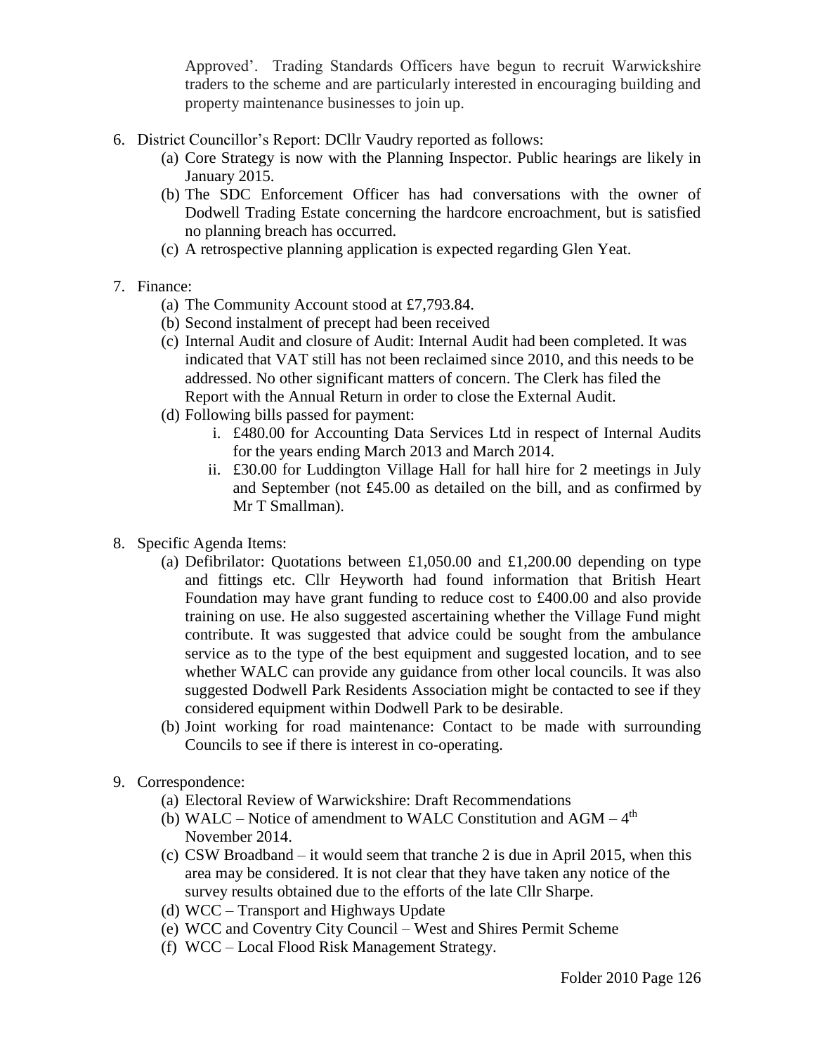Approved'. Trading Standards Officers have begun to recruit Warwickshire traders to the scheme and are particularly interested in encouraging building and property maintenance businesses to join up.

6. District Councillor's Report: DCllr Vaudry reported as follows:
   (a) Core Strategy is now with the Planning Inspector. Public hearings are likely in January 2015.
   (b) The SDC Enforcement Officer has had conversations with the owner of Dodwell Trading Estate concerning the hardcore encroachment, but is satisfied no planning breach has occurred.
   (c) A retrospective planning application is expected regarding Glen Yeat.

7. Finance:
   (a) The Community Account stood at £7,793.84.
   (b) Second instalment of precept had been received
   (c) Internal Audit and closure of Audit: Internal Audit had been completed. It was indicated that VAT still has not been reclaimed since 2010, and this needs to be addressed. No other significant matters of concern. The Clerk has filed the Report with the Annual Return in order to close the External Audit.
   (d) Following bills passed for payment:
      i. £480.00 for Accounting Data Services Ltd in respect of Internal Audits for the years ending March 2013 and March 2014.
      ii. £30.00 for Luddington Village Hall for hall hire for 2 meetings in July and September (not £45.00 as detailed on the bill, and as confirmed by Mr T Smallman).

8. Specific Agenda Items:
   (a) Defibrilator: Quotations between £1,050.00 and £1,200.00 depending on type and fittings etc. Cllr Heyworth had found information that British Heart Foundation may have grant funding to reduce cost to £400.00 and also provide training on use. He also suggested ascertaining whether the Village Fund might contribute. It was suggested that advice could be sought from the ambulance service as to the type of the best equipment and suggested location, and to see whether WALC can provide any guidance from other local councils. It was also suggested Dodwell Park Residents Association might be contacted to see if they considered equipment within Dodwell Park to be desirable.
   (b) Joint working for road maintenance: Contact to be made with surrounding Councils to see if there is interest in co-operating.

9. Correspondence:
   (a) Electoral Review of Warwickshire: Draft Recommendations
   (b) WALC – Notice of amendment to WALC Constitution and AGM – 4th November 2014.
   (c) CSW Broadband – it would seem that tranche 2 is due in April 2015, when this area may be considered. It is not clear that they have taken any notice of the survey results obtained due to the efforts of the late Cllr Sharpe.
   (d) WCC – Transport and Highways Update
   (e) WCC and Coventry City Council – West and Shires Permit Scheme
   (f) WCC – Local Flood Risk Management Strategy.

Folder 2010 Page 126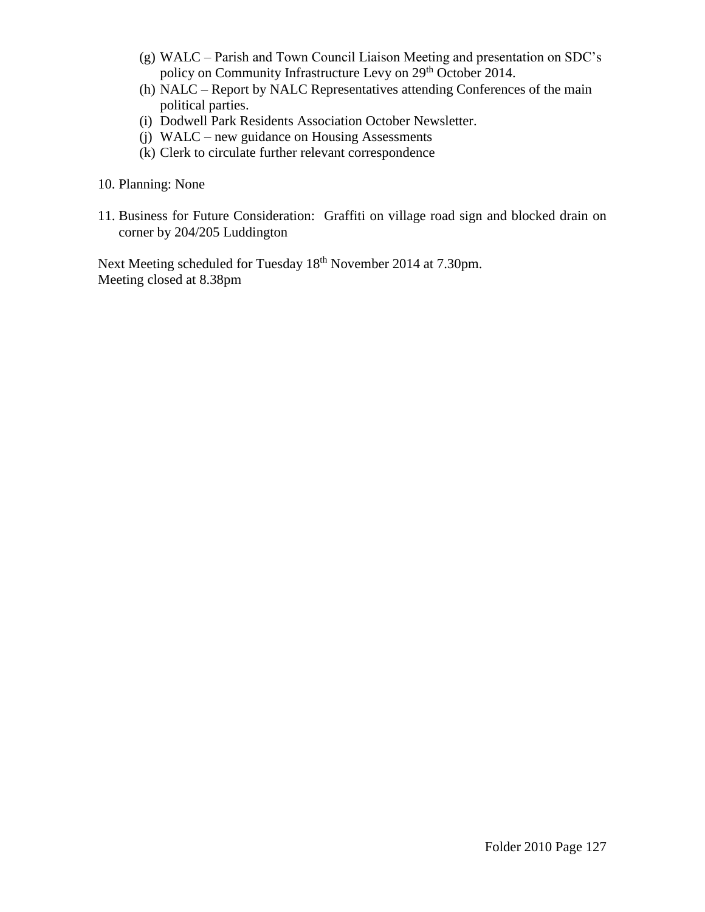(g) WALC – Parish and Town Council Liaison Meeting and presentation on SDC's policy on Community Infrastructure Levy on 29th October 2014.
(h) NALC – Report by NALC Representatives attending Conferences of the main political parties.
(i) Dodwell Park Residents Association October Newsletter.
(j) WALC – new guidance on Housing Assessments
(k) Clerk to circulate further relevant correspondence

10. Planning: None

11. Business for Future Consideration: Graffiti on village road sign and blocked drain on corner by 204/205 Luddington

Next Meeting scheduled for Tuesday 18th November 2014 at 7.30pm.
Meeting closed at 8.38pm

Folder 2010 Page 127